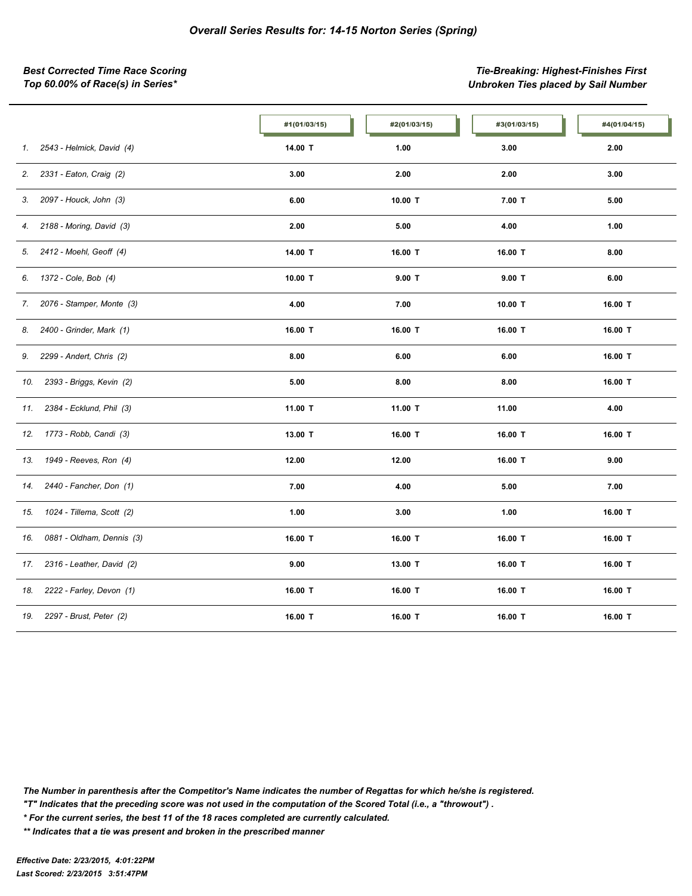# *Overall Series Results for: 14-15 Norton Series (Spring)*

***Best Corrected Time Race Scoring***
***Top 60.00% of Race(s) in Series****

***Tie-Breaking: Highest-Finishes First***
***Unbroken Ties placed by Sail Number***

| | #1(01/03/15) | #2(01/03/15) | #3(01/03/15) | #4(01/04/15) |
|---|---|---|---|---|
| *1. 2543 - Helmick, David (4)* | **14.00 T** | **1.00** | **3.00** | **2.00** |
| *2. 2331 - Eaton, Craig (2)* | **3.00** | **2.00** | **2.00** | **3.00** |
| *3. 2097 - Houck, John (3)* | **6.00** | **10.00 T** | **7.00 T** | **5.00** |
| *4. 2188 - Moring, David (3)* | **2.00** | **5.00** | **4.00** | **1.00** |
| *5. 2412 - Moehl, Geoff (4)* | **14.00 T** | **16.00 T** | **16.00 T** | **8.00** |
| *6. 1372 - Cole, Bob (4)* | **10.00 T** | **9.00 T** | **9.00 T** | **6.00** |
| *7. 2076 - Stamper, Monte (3)* | **4.00** | **7.00** | **10.00 T** | **16.00 T** |
| *8. 2400 - Grinder, Mark (1)* | **16.00 T** | **16.00 T** | **16.00 T** | **16.00 T** |
| *9. 2299 - Andert, Chris (2)* | **8.00** | **6.00** | **6.00** | **16.00 T** |
| *10. 2393 - Briggs, Kevin (2)* | **5.00** | **8.00** | **8.00** | **16.00 T** |
| *11. 2384 - Ecklund, Phil (3)* | **11.00 T** | **11.00 T** | **11.00** | **4.00** |
| *12. 1773 - Robb, Candi (3)* | **13.00 T** | **16.00 T** | **16.00 T** | **16.00 T** |
| *13. 1949 - Reeves, Ron (4)* | **12.00** | **12.00** | **16.00 T** | **9.00** |
| *14. 2440 - Fancher, Don (1)* | **7.00** | **4.00** | **5.00** | **7.00** |
| *15. 1024 - Tillema, Scott (2)* | **1.00** | **3.00** | **1.00** | **16.00 T** |
| *16. 0881 - Oldham, Dennis (3)* | **16.00 T** | **16.00 T** | **16.00 T** | **16.00 T** |
| *17. 2316 - Leather, David (2)* | **9.00** | **13.00 T** | **16.00 T** | **16.00 T** |
| *18. 2222 - Farley, Devon (1)* | **16.00 T** | **16.00 T** | **16.00 T** | **16.00 T** |
| *19. 2297 - Brust, Peter (2)* | **16.00 T** | **16.00 T** | **16.00 T** | **16.00 T** |

***The Number in parenthesis after the Competitor's Name indicates the number of Regattas for which he/she is registered.***
***"T" Indicates that the preceding score was not used in the computation of the Scored Total (i.e., a "throwout") .***
***\* For the current series, the best 11 of the 18 races completed are currently calculated.***
***\*\* Indicates that a tie was present and broken in the prescribed manner***

***Effective Date: 2/23/2015, 4:01:22PM***
***Last Scored: 2/23/2015 3:51:47PM***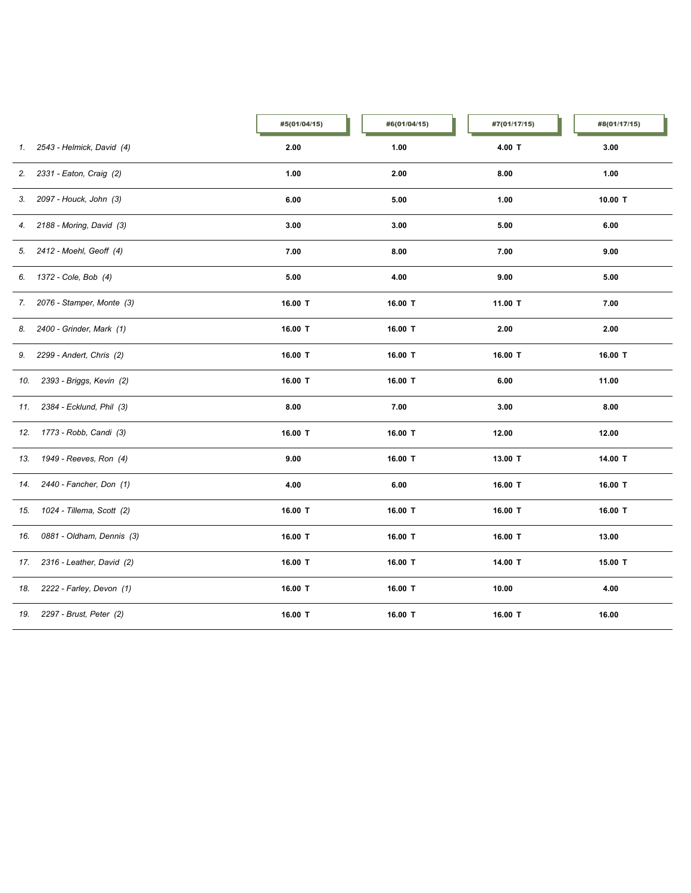| | #5(01/04/15) | #6(01/04/15) | #7(01/17/15) | #8(01/17/15) |
|---|---|---|---|---|
| 1. 2543 - Helmick, David (4) | 2.00 | 1.00 | 4.00 T | 3.00 |
| 2. 2331 - Eaton, Craig (2) | 1.00 | 2.00 | 8.00 | 1.00 |
| 3. 2097 - Houck, John (3) | 6.00 | 5.00 | 1.00 | 10.00 T |
| 4. 2188 - Moring, David (3) | 3.00 | 3.00 | 5.00 | 6.00 |
| 5. 2412 - Moehl, Geoff (4) | 7.00 | 8.00 | 7.00 | 9.00 |
| 6. 1372 - Cole, Bob (4) | 5.00 | 4.00 | 9.00 | 5.00 |
| 7. 2076 - Stamper, Monte (3) | 16.00 T | 16.00 T | 11.00 T | 7.00 |
| 8. 2400 - Grinder, Mark (1) | 16.00 T | 16.00 T | 2.00 | 2.00 |
| 9. 2299 - Andert, Chris (2) | 16.00 T | 16.00 T | 16.00 T | 16.00 T |
| 10. 2393 - Briggs, Kevin (2) | 16.00 T | 16.00 T | 6.00 | 11.00 |
| 11. 2384 - Ecklund, Phil (3) | 8.00 | 7.00 | 3.00 | 8.00 |
| 12. 1773 - Robb, Candi (3) | 16.00 T | 16.00 T | 12.00 | 12.00 |
| 13. 1949 - Reeves, Ron (4) | 9.00 | 16.00 T | 13.00 T | 14.00 T |
| 14. 2440 - Fancher, Don (1) | 4.00 | 6.00 | 16.00 T | 16.00 T |
| 15. 1024 - Tillema, Scott (2) | 16.00 T | 16.00 T | 16.00 T | 16.00 T |
| 16. 0881 - Oldham, Dennis (3) | 16.00 T | 16.00 T | 16.00 T | 13.00 |
| 17. 2316 - Leather, David (2) | 16.00 T | 16.00 T | 14.00 T | 15.00 T |
| 18. 2222 - Farley, Devon (1) | 16.00 T | 16.00 T | 10.00 | 4.00 |
| 19. 2297 - Brust, Peter (2) | 16.00 T | 16.00 T | 16.00 T | 16.00 |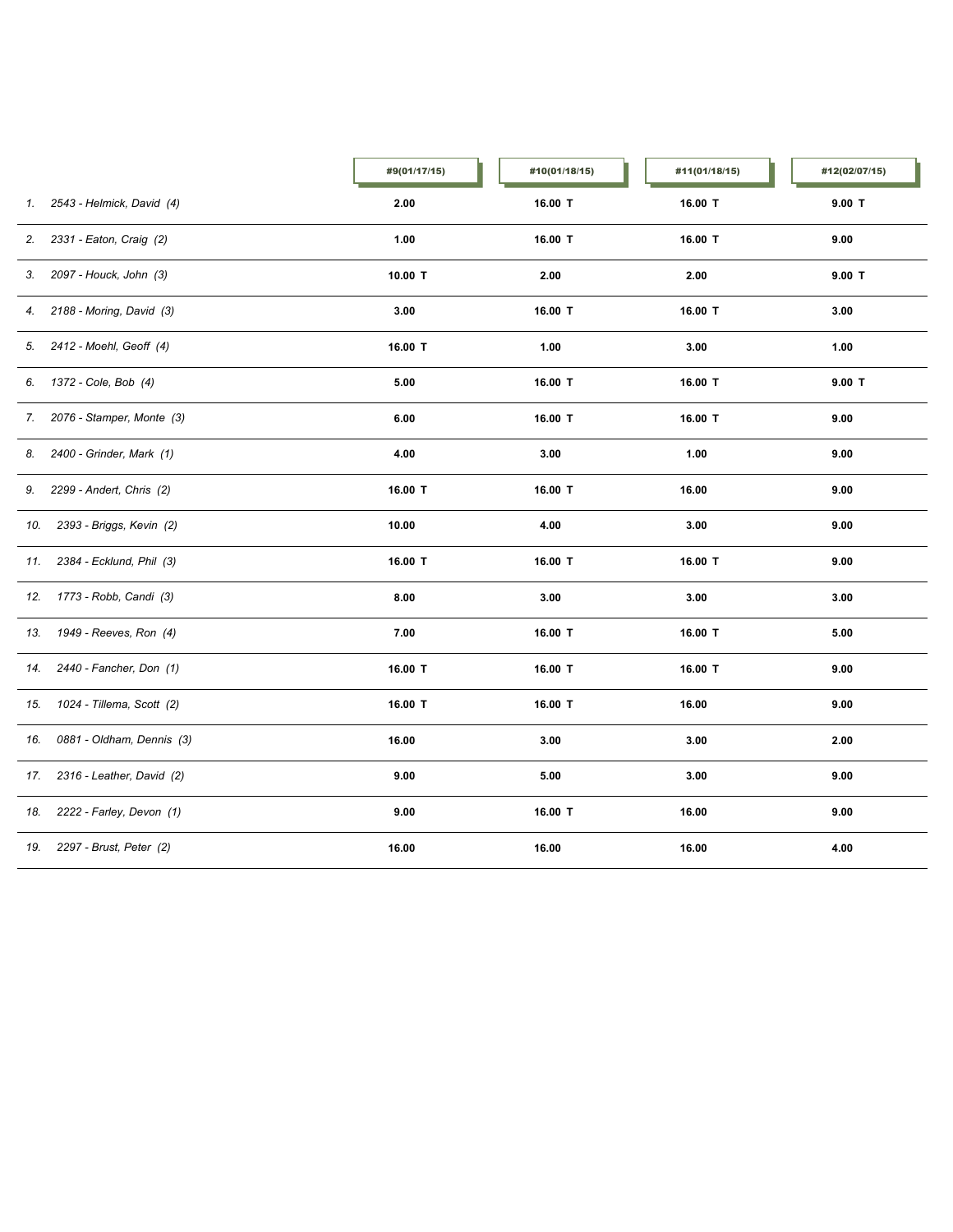| | #9(01/17/15) | #10(01/18/15) | #11(01/18/15) | #12(02/07/15) |
|---|---|---|---|---|
| 1. 2543 - Helmick, David (4) | 2.00 | 16.00 T | 16.00 T | 9.00 T |
| 2. 2331 - Eaton, Craig (2) | 1.00 | 16.00 T | 16.00 T | 9.00 |
| 3. 2097 - Houck, John (3) | 10.00 T | 2.00 | 2.00 | 9.00 T |
| 4. 2188 - Moring, David (3) | 3.00 | 16.00 T | 16.00 T | 3.00 |
| 5. 2412 - Moehl, Geoff (4) | 16.00 T | 1.00 | 3.00 | 1.00 |
| 6. 1372 - Cole, Bob (4) | 5.00 | 16.00 T | 16.00 T | 9.00 T |
| 7. 2076 - Stamper, Monte (3) | 6.00 | 16.00 T | 16.00 T | 9.00 |
| 8. 2400 - Grinder, Mark (1) | 4.00 | 3.00 | 1.00 | 9.00 |
| 9. 2299 - Andert, Chris (2) | 16.00 T | 16.00 T | 16.00 | 9.00 |
| 10. 2393 - Briggs, Kevin (2) | 10.00 | 4.00 | 3.00 | 9.00 |
| 11. 2384 - Ecklund, Phil (3) | 16.00 T | 16.00 T | 16.00 T | 9.00 |
| 12. 1773 - Robb, Candi (3) | 8.00 | 3.00 | 3.00 | 3.00 |
| 13. 1949 - Reeves, Ron (4) | 7.00 | 16.00 T | 16.00 T | 5.00 |
| 14. 2440 - Fancher, Don (1) | 16.00 T | 16.00 T | 16.00 T | 9.00 |
| 15. 1024 - Tillema, Scott (2) | 16.00 T | 16.00 T | 16.00 | 9.00 |
| 16. 0881 - Oldham, Dennis (3) | 16.00 | 3.00 | 3.00 | 2.00 |
| 17. 2316 - Leather, David (2) | 9.00 | 5.00 | 3.00 | 9.00 |
| 18. 2222 - Farley, Devon (1) | 9.00 | 16.00 T | 16.00 | 9.00 |
| 19. 2297 - Brust, Peter (2) | 16.00 | 16.00 | 16.00 | 4.00 |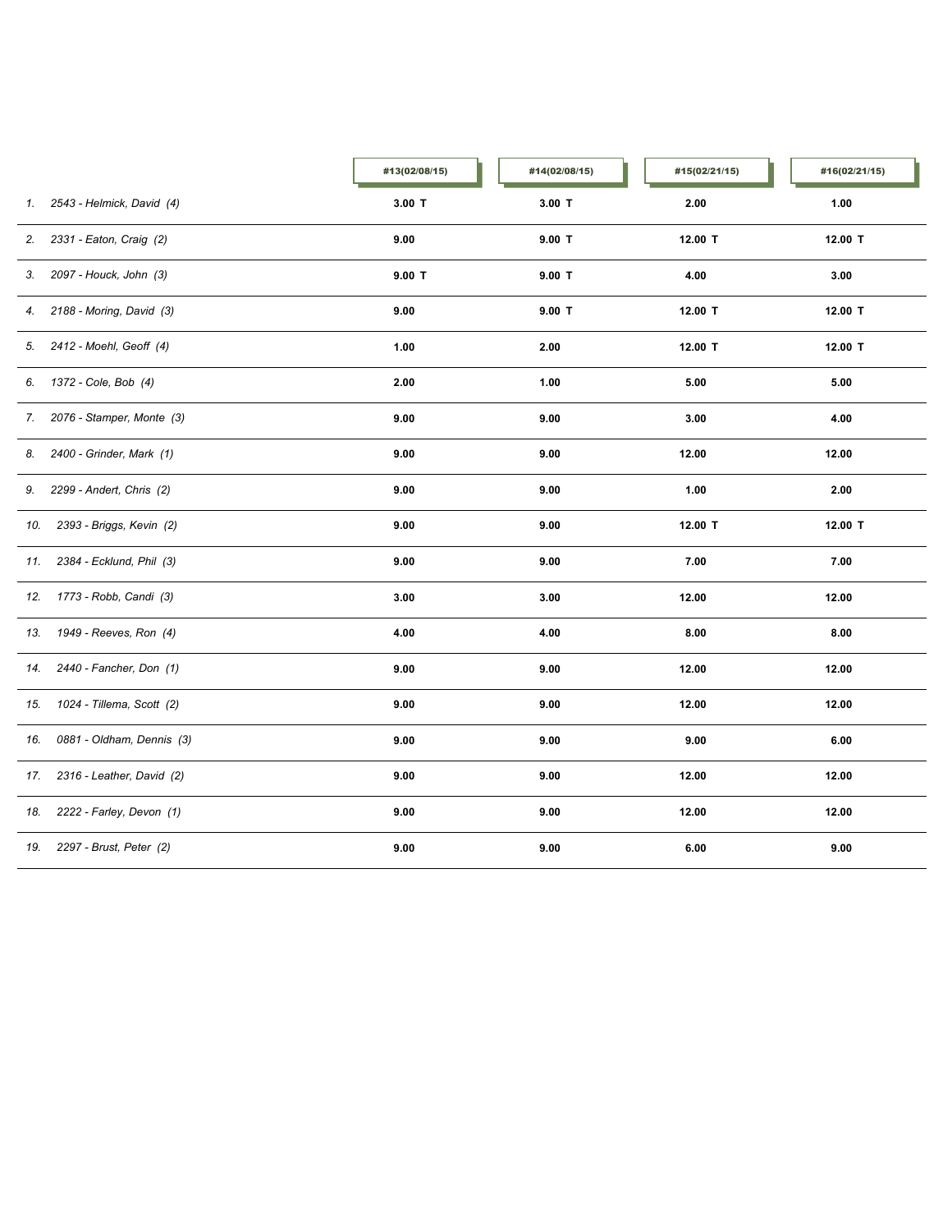| | #13(02/08/15) | #14(02/08/15) | #15(02/21/15) | #16(02/21/15) |
|---|---|---|---|---|
| *1. 2543 - Helmick, David (4)* | **3.00 T** | **3.00 T** | **2.00** | **1.00** |
| *2. 2331 - Eaton, Craig (2)* | **9.00** | **9.00 T** | **12.00 T** | **12.00 T** |
| *3. 2097 - Houck, John (3)* | **9.00 T** | **9.00 T** | **4.00** | **3.00** |
| *4. 2188 - Moring, David (3)* | **9.00** | **9.00 T** | **12.00 T** | **12.00 T** |
| *5. 2412 - Moehl, Geoff (4)* | **1.00** | **2.00** | **12.00 T** | **12.00 T** |
| *6. 1372 - Cole, Bob (4)* | **2.00** | **1.00** | **5.00** | **5.00** |
| *7. 2076 - Stamper, Monte (3)* | **9.00** | **9.00** | **3.00** | **4.00** |
| *8. 2400 - Grinder, Mark (1)* | **9.00** | **9.00** | **12.00** | **12.00** |
| *9. 2299 - Andert, Chris (2)* | **9.00** | **9.00** | **1.00** | **2.00** |
| *10. 2393 - Briggs, Kevin (2)* | **9.00** | **9.00** | **12.00 T** | **12.00 T** |
| *11. 2384 - Ecklund, Phil (3)* | **9.00** | **9.00** | **7.00** | **7.00** |
| *12. 1773 - Robb, Candi (3)* | **3.00** | **3.00** | **12.00** | **12.00** |
| *13. 1949 - Reeves, Ron (4)* | **4.00** | **4.00** | **8.00** | **8.00** |
| *14. 2440 - Fancher, Don (1)* | **9.00** | **9.00** | **12.00** | **12.00** |
| *15. 1024 - Tillema, Scott (2)* | **9.00** | **9.00** | **12.00** | **12.00** |
| *16. 0881 - Oldham, Dennis (3)* | **9.00** | **9.00** | **9.00** | **6.00** |
| *17. 2316 - Leather, David (2)* | **9.00** | **9.00** | **12.00** | **12.00** |
| *18. 2222 - Farley, Devon (1)* | **9.00** | **9.00** | **12.00** | **12.00** |
| *19. 2297 - Brust, Peter (2)* | **9.00** | **9.00** | **6.00** | **9.00** |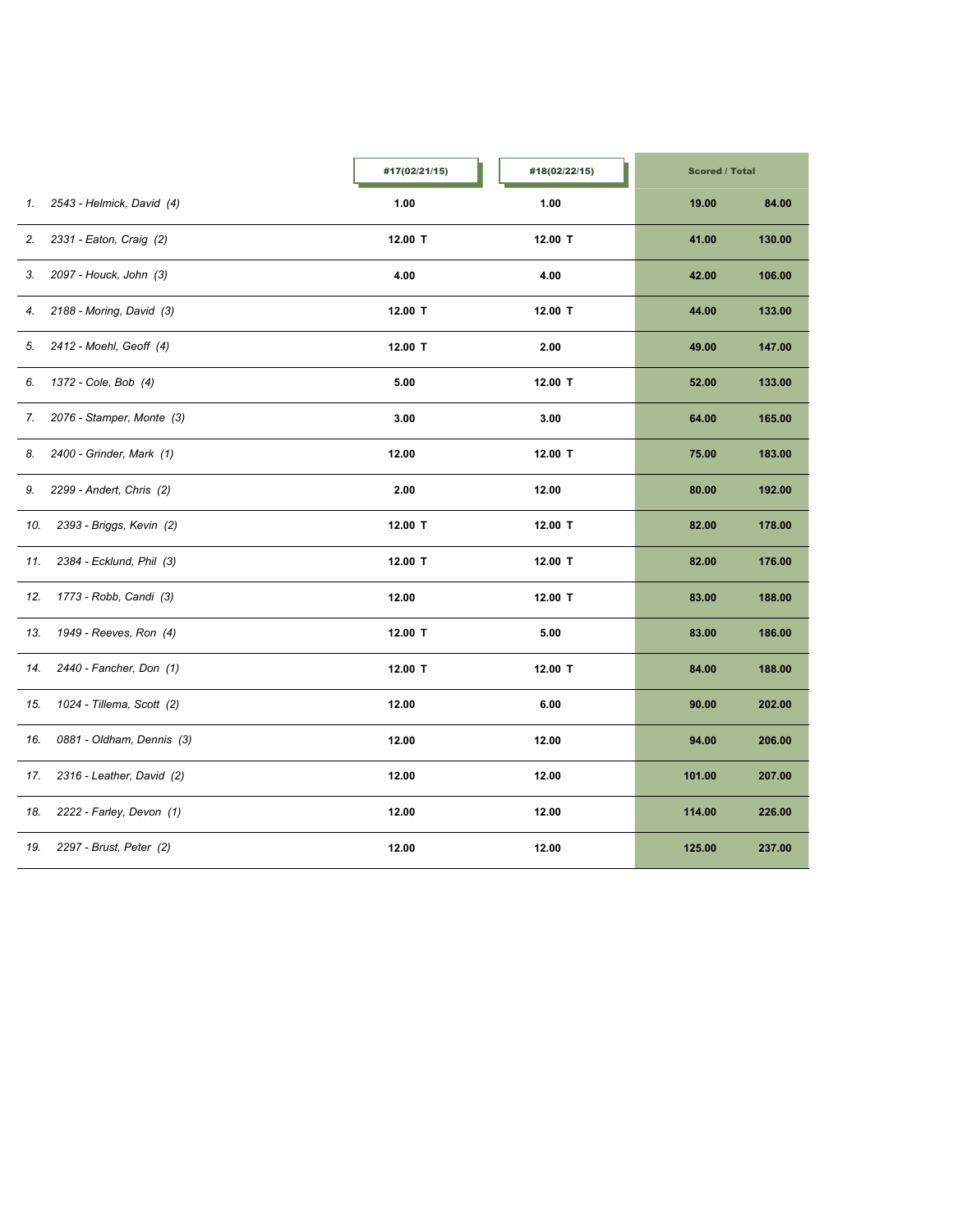| | #17(02/21/15) | #18(02/22/15) | Scored / Total | |
|---|---|---|---|---|
| 1. 2543 - Helmick, David (4) | 1.00 | 1.00 | 19.00 | 84.00 |
| 2. 2331 - Eaton, Craig (2) | 12.00 T | 12.00 T | 41.00 | 130.00 |
| 3. 2097 - Houck, John (3) | 4.00 | 4.00 | 42.00 | 106.00 |
| 4. 2188 - Moring, David (3) | 12.00 T | 12.00 T | 44.00 | 133.00 |
| 5. 2412 - Moehl, Geoff (4) | 12.00 T | 2.00 | 49.00 | 147.00 |
| 6. 1372 - Cole, Bob (4) | 5.00 | 12.00 T | 52.00 | 133.00 |
| 7. 2076 - Stamper, Monte (3) | 3.00 | 3.00 | 64.00 | 165.00 |
| 8. 2400 - Grinder, Mark (1) | 12.00 | 12.00 T | 75.00 | 183.00 |
| 9. 2299 - Andert, Chris (2) | 2.00 | 12.00 | 80.00 | 192.00 |
| 10. 2393 - Briggs, Kevin (2) | 12.00 T | 12.00 T | 82.00 | 178.00 |
| 11. 2384 - Ecklund, Phil (3) | 12.00 T | 12.00 T | 82.00 | 176.00 |
| 12. 1773 - Robb, Candi (3) | 12.00 | 12.00 T | 83.00 | 188.00 |
| 13. 1949 - Reeves, Ron (4) | 12.00 T | 5.00 | 83.00 | 186.00 |
| 14. 2440 - Fancher, Don (1) | 12.00 T | 12.00 T | 84.00 | 188.00 |
| 15. 1024 - Tillema, Scott (2) | 12.00 | 6.00 | 90.00 | 202.00 |
| 16. 0881 - Oldham, Dennis (3) | 12.00 | 12.00 | 94.00 | 206.00 |
| 17. 2316 - Leather, David (2) | 12.00 | 12.00 | 101.00 | 207.00 |
| 18. 2222 - Farley, Devon (1) | 12.00 | 12.00 | 114.00 | 226.00 |
| 19. 2297 - Brust, Peter (2) | 12.00 | 12.00 | 125.00 | 237.00 |